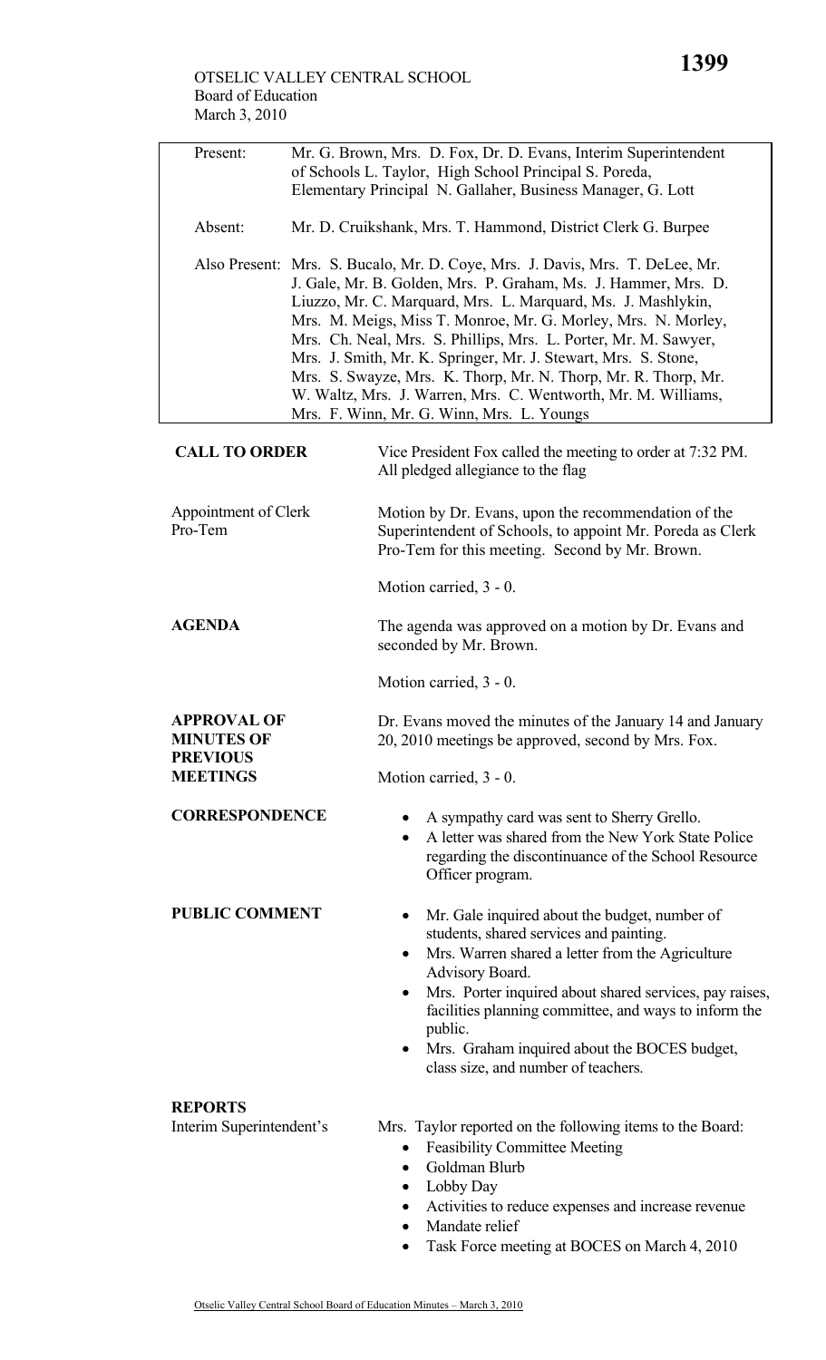OTSELIC VALLEY CENTRAL SCHOOL
Board of Education
March 3, 2010

| | |
|---|---|
| Present: | Mr. G. Brown, Mrs. D. Fox, Dr. D. Evans, Interim Superintendent of Schools L. Taylor, High School Principal S. Poreda, Elementary Principal N. Gallaher, Business Manager, G. Lott |
| Absent: | Mr. D. Cruikshank, Mrs. T. Hammond, District Clerk G. Burpee |
| Also Present: | Mrs. S. Bucalo, Mr. D. Coye, Mrs. J. Davis, Mrs. T. DeLee, Mr. J. Gale, Mr. B. Golden, Mrs. P. Graham, Ms. J. Hammer, Mrs. D. Liuzzo, Mr. C. Marquard, Mrs. L. Marquard, Ms. J. Mashlykin, Mrs. M. Meigs, Miss T. Monroe, Mr. G. Morley, Mrs. N. Morley, Mrs. Ch. Neal, Mrs. S. Phillips, Mrs. L. Porter, Mr. M. Sawyer, Mrs. J. Smith, Mr. K. Springer, Mr. J. Stewart, Mrs. S. Stone, Mrs. S. Swayze, Mrs. K. Thorp, Mr. N. Thorp, Mr. R. Thorp, Mr. W. Waltz, Mrs. J. Warren, Mrs. C. Wentworth, Mr. M. Williams, Mrs. F. Winn, Mr. G. Winn, Mrs. L. Youngs |

**CALL TO ORDER**

Vice President Fox called the meeting to order at 7:32 PM. All pledged allegiance to the flag

Appointment of Clerk Pro-Tem

Motion by Dr. Evans, upon the recommendation of the Superintendent of Schools, to appoint Mr. Poreda as Clerk Pro-Tem for this meeting. Second by Mr. Brown.

Motion carried, 3 - 0.

**AGENDA**

The agenda was approved on a motion by Dr. Evans and seconded by Mr. Brown.

Motion carried, 3 - 0.

**APPROVAL OF MINUTES OF PREVIOUS MEETINGS**

Dr. Evans moved the minutes of the January 14 and January 20, 2010 meetings be approved, second by Mrs. Fox.

Motion carried, 3 - 0.

**CORRESPONDENCE**

- A sympathy card was sent to Sherry Grello.
- A letter was shared from the New York State Police regarding the discontinuance of the School Resource Officer program.

**PUBLIC COMMENT**

- Mr. Gale inquired about the budget, number of students, shared services and painting.
- Mrs. Warren shared a letter from the Agriculture Advisory Board.
- Mrs. Porter inquired about shared services, pay raises, facilities planning committee, and ways to inform the public.
- Mrs. Graham inquired about the BOCES budget, class size, and number of teachers.

**REPORTS**

Interim Superintendent's

Mrs. Taylor reported on the following items to the Board:

- Feasibility Committee Meeting
- Goldman Blurb
- Lobby Day
- Activities to reduce expenses and increase revenue
- Mandate relief
- Task Force meeting at BOCES on March 4, 2010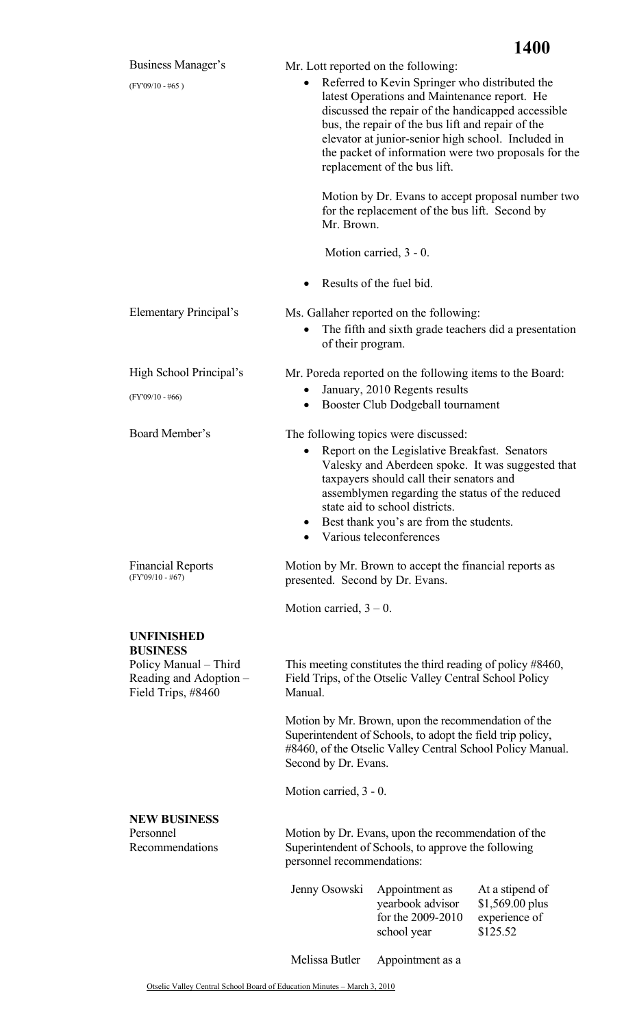**Business Manager's** (FY'09/10 - #65 )

Mr. Lott reported on the following:

- Referred to Kevin Springer who distributed the latest Operations and Maintenance report. He discussed the repair of the handicapped accessible bus, the repair of the bus lift and repair of the elevator at junior-senior high school. Included in the packet of information were two proposals for the replacement of the bus lift.

  Motion by Dr. Evans to accept proposal number two for the replacement of the bus lift. Second by Mr. Brown.

  Motion carried, 3 - 0.

- Results of the fuel bid.

**Elementary Principal's**

Ms. Gallaher reported on the following:

- The fifth and sixth grade teachers did a presentation of their program.

**High School Principal's** (FY'09/10 - #66)

Mr. Poreda reported on the following items to the Board:

- January, 2010 Regents results
- Booster Club Dodgeball tournament

**Board Member's**

The following topics were discussed:

- Report on the Legislative Breakfast. Senators Valesky and Aberdeen spoke. It was suggested that taxpayers should call their senators and assemblymen regarding the status of the reduced state aid to school districts.
- Best thank you's are from the students.
- Various teleconferences

**Financial Reports** (FY'09/10 - #67)

Motion by Mr. Brown to accept the financial reports as presented. Second by Dr. Evans.

Motion carried, 3 – 0.

## UNFINISHED BUSINESS

**Policy Manual – Third Reading and Adoption – Field Trips, #8460**

This meeting constitutes the third reading of policy #8460, Field Trips, of the Otselic Valley Central School Policy Manual.

Motion by Mr. Brown, upon the recommendation of the Superintendent of Schools, to adopt the field trip policy, #8460, of the Otselic Valley Central School Policy Manual. Second by Dr. Evans.

Motion carried, 3 - 0.

## NEW BUSINESS

**Personnel Recommendations**

Motion by Dr. Evans, upon the recommendation of the Superintendent of Schools, to approve the following personnel recommendations:

| | | |
|---|---|---|
| Jenny Osowski | Appointment as yearbook advisor for the 2009-2010 school year | At a stipend of \$1,569.00 plus experience of \$125.52 |
| Melissa Butler | Appointment as a | |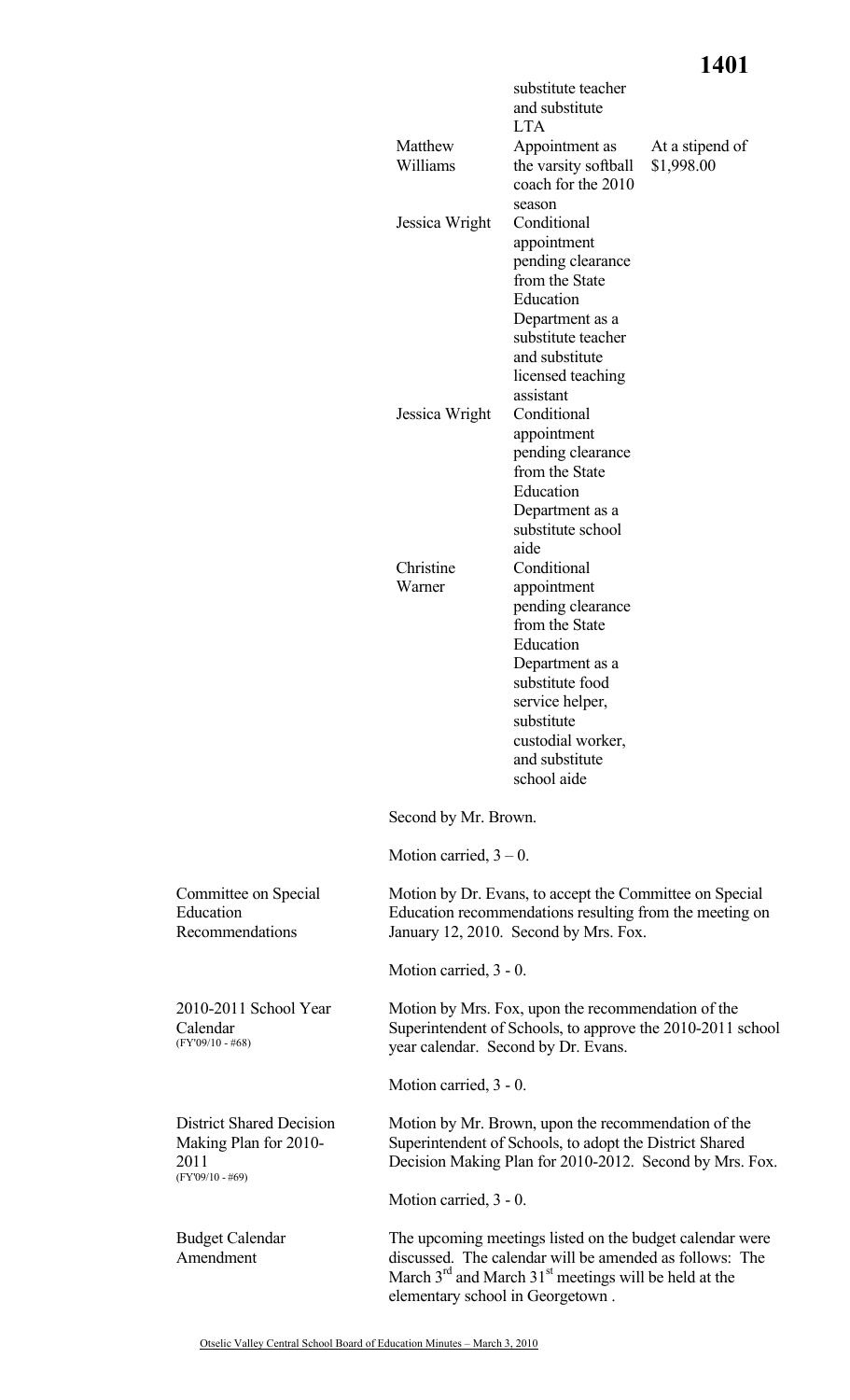| | | |
|---|---|---|
| | substitute teacher and substitute LTA | |
| Matthew Williams | Appointment as the varsity softball coach for the 2010 season | At a stipend of $1,998.00 |
| Jessica Wright | Conditional appointment pending clearance from the State Education Department as a substitute teacher and substitute licensed teaching assistant | |
| Jessica Wright | Conditional appointment pending clearance from the State Education Department as a substitute school aide | |
| Christine Warner | Conditional appointment pending clearance from the State Education Department as a substitute food service helper, substitute custodial worker, and substitute school aide | |

Second by Mr. Brown.

Motion carried, 3 – 0.

**Committee on Special Education Recommendations**

Motion by Dr. Evans, to accept the Committee on Special Education recommendations resulting from the meeting on January 12, 2010. Second by Mrs. Fox.

Motion carried, 3 - 0.

**2010-2011 School Year Calendar** (FY'09/10 - #68)

Motion by Mrs. Fox, upon the recommendation of the Superintendent of Schools, to approve the 2010-2011 school year calendar. Second by Dr. Evans.

Motion carried, 3 - 0.

**District Shared Decision Making Plan for 2010-2011** (FY'09/10 - #69)

Motion by Mr. Brown, upon the recommendation of the Superintendent of Schools, to adopt the District Shared Decision Making Plan for 2010-2012. Second by Mrs. Fox.

Motion carried, 3 - 0.

**Budget Calendar Amendment**

The upcoming meetings listed on the budget calendar were discussed. The calendar will be amended as follows: The March 3rd and March 31st meetings will be held at the elementary school in Georgetown .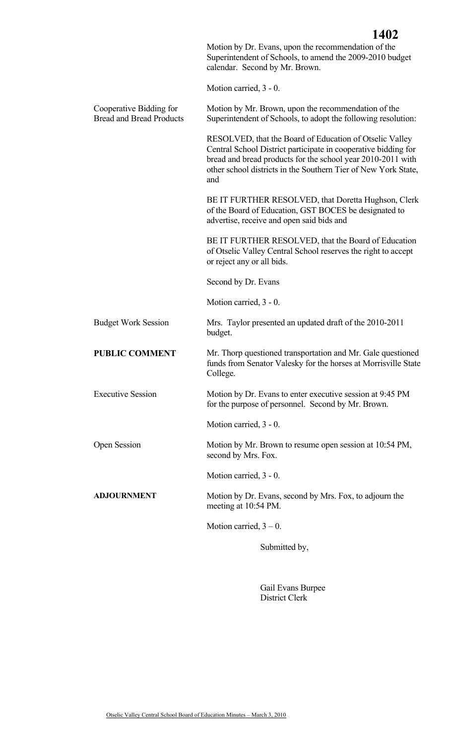Motion by Dr. Evans, upon the recommendation of the Superintendent of Schools, to amend the 2009-2010 budget calendar. Second by Mr. Brown.

Motion carried, 3 - 0.

Cooperative Bidding for Bread and Bread Products

Motion by Mr. Brown, upon the recommendation of the Superintendent of Schools, to adopt the following resolution:

RESOLVED, that the Board of Education of Otselic Valley Central School District participate in cooperative bidding for bread and bread products for the school year 2010-2011 with other school districts in the Southern Tier of New York State, and

BE IT FURTHER RESOLVED, that Doretta Hughson, Clerk of the Board of Education, GST BOCES be designated to advertise, receive and open said bids and

BE IT FURTHER RESOLVED, that the Board of Education of Otselic Valley Central School reserves the right to accept or reject any or all bids.

Second by Dr. Evans

Motion carried, 3 - 0.

Budget Work Session

Mrs. Taylor presented an updated draft of the 2010-2011 budget.

**PUBLIC COMMENT**

Mr. Thorp questioned transportation and Mr. Gale questioned funds from Senator Valesky for the horses at Morrisville State College.

Executive Session

Motion by Dr. Evans to enter executive session at 9:45 PM for the purpose of personnel. Second by Mr. Brown.

Motion carried, 3 - 0.

Open Session

Motion by Mr. Brown to resume open session at 10:54 PM, second by Mrs. Fox.

Motion carried, 3 - 0.

**ADJOURNMENT**

Motion by Dr. Evans, second by Mrs. Fox, to adjourn the meeting at 10:54 PM.

Motion carried, 3 – 0.

Submitted by,

Gail Evans Burpee
District Clerk